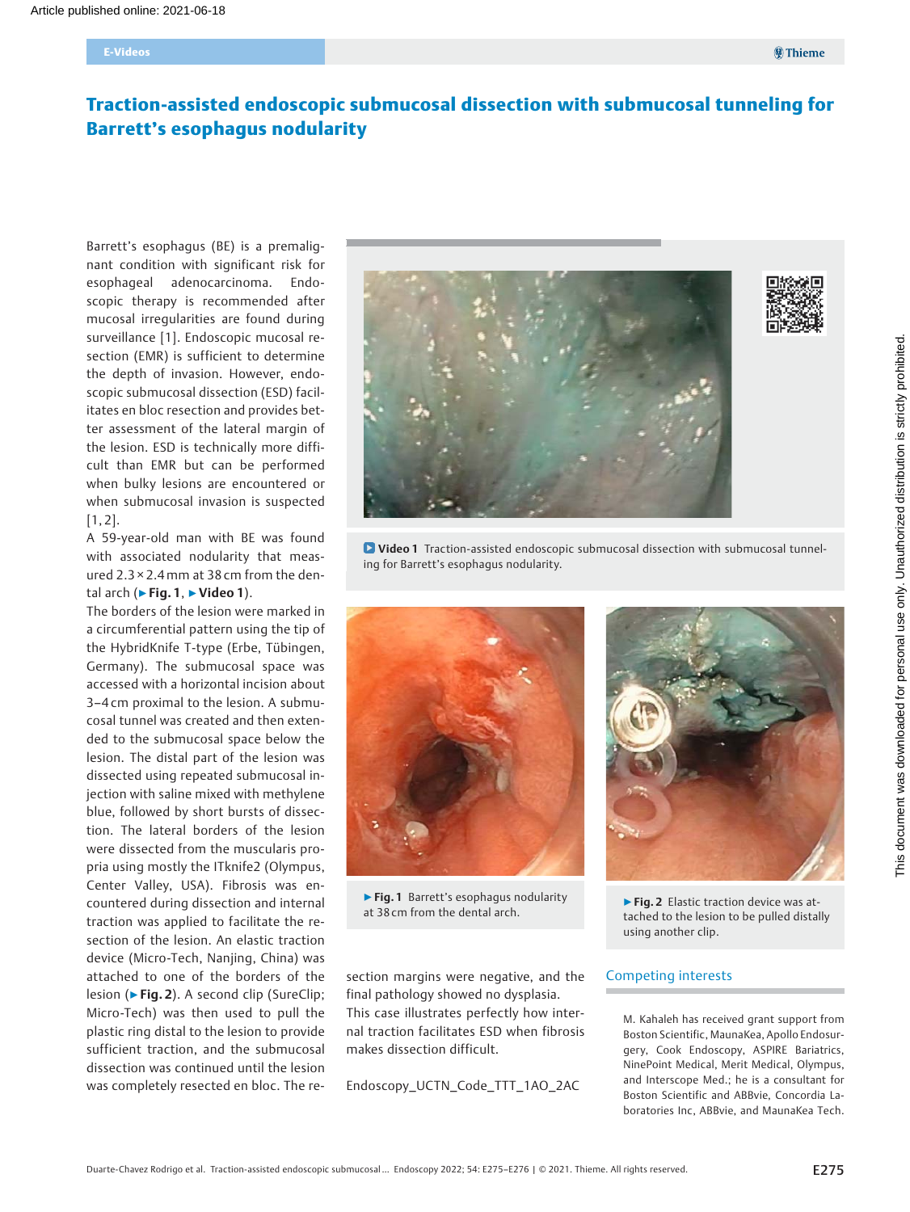E-Videos

# Traction-assisted endoscopic submucosal dissection with submucosal tunneling for Barrett's esophagus nodularity

Barrett's esophagus (BE) is a premalignant condition with significant risk for esophageal adenocarcinoma. Endoscopic therapy is recommended after mucosal irregularities are found during surveillance [1]. Endoscopic mucosal resection (EMR) is sufficient to determine the depth of invasion. However, endoscopic submucosal dissection (ESD) facilitates en bloc resection and provides better assessment of the lateral margin of the lesion. ESD is technically more difficult than EMR but can be performed when bulky lesions are encountered or when submucosal invasion is suspected [1, 2].

A 59-year-old man with BE was found with associated nodularity that measured 2.3 × 2.4 mm at 38 cm from the dental arch (▶ **Fig. 1**, ▶ **Video 1**).

The borders of the lesion were marked in a circumferential pattern using the tip of the HybridKnife T-type (Erbe, Tübingen, Germany). The submucosal space was accessed with a horizontal incision about 3–4 cm proximal to the lesion. A submucosal tunnel was created and then extended to the submucosal space below the lesion. The distal part of the lesion was dissected using repeated submucosal injection with saline mixed with methylene blue, followed by short bursts of dissection. The lateral borders of the lesion were dissected from the muscularis propria using mostly the ITknife2 (Olympus, Center Valley, USA). Fibrosis was encountered during dissection and internal traction was applied to facilitate the resection of the lesion. An elastic traction device (Micro-Tech, Nanjing, China) was attached to one of the borders of the lesion (▶ **Fig. 2**). A second clip (SureClip; Micro-Tech) was then used to pull the plastic ring distal to the lesion to provide sufficient traction, and the submucosal dissection was continued until the lesion was completely resected en bloc. The resection margins were negative, and the final pathology showed no dysplasia.

This case illustrates perfectly how internal traction facilitates ESD when fibrosis makes dissection difficult.

**Video 1** Traction-assisted endoscopic submucosal dissection with submucosal tunneling for Barrett's esophagus nodularity.

▶ **Fig. 1** Barrett's esophagus nodularity at 38 cm from the dental arch.

▶ **Fig. 2** Elastic traction device was attached to the lesion to be pulled distally using another clip.

Endoscopy_UCTN_Code_TTT_1AO_2AC

## Competing interests

M. Kahaleh has received grant support from Boston Scientific, MaunaKea, Apollo Endosurgery, Cook Endoscopy, ASPIRE Bariatrics, NinePoint Medical, Merit Medical, Olympus, and Interscope Med.; he is a consultant for Boston Scientific and ABBvie, Concordia Laboratories Inc, ABBvie, and MaunaKea Tech.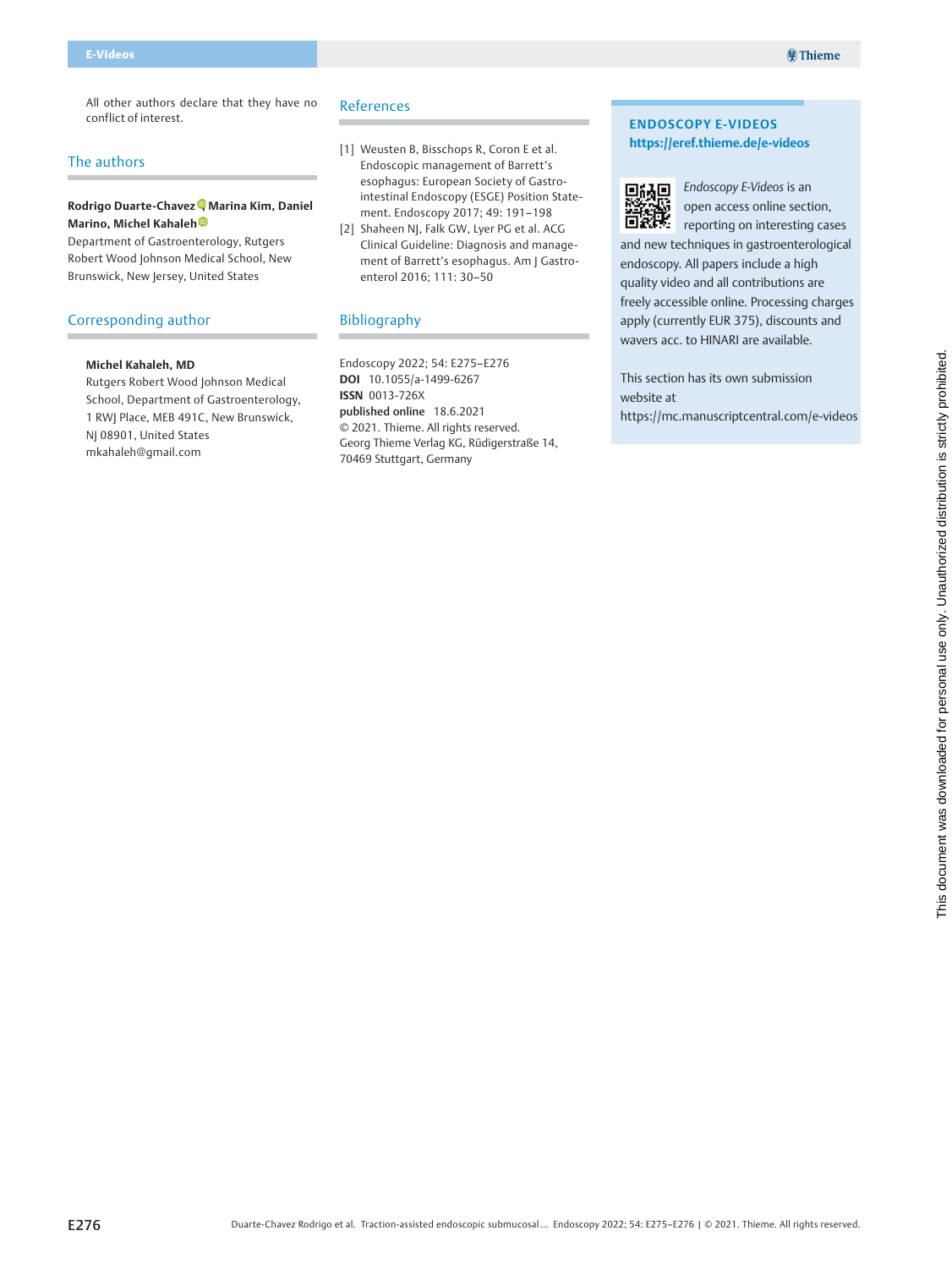All other authors declare that they have no conflict of interest.

## The authors

**Rodrigo Duarte-Chavez, Marina Kim, Daniel Marino, Michel Kahaleh**

Department of Gastroenterology, Rutgers Robert Wood Johnson Medical School, New Brunswick, New Jersey, United States

## Corresponding author

**Michel Kahaleh, MD**

Rutgers Robert Wood Johnson Medical School, Department of Gastroenterology, 1 RWJ Place, MEB 491C, New Brunswick, NJ 08901, United States

mkahaleh@gmail.com

## References

[1] Weusten B, Bisschops R, Coron E et al. Endoscopic management of Barrett's esophagus: European Society of Gastrointestinal Endoscopy (ESGE) Position Statement. Endoscopy 2017; 49: 191–198

[2] Shaheen NJ, Falk GW, Lyer PG et al. ACG Clinical Guideline: Diagnosis and management of Barrett's esophagus. Am J Gastroenterol 2016; 111: 30–50

## Bibliography

Endoscopy 2022; 54: E275–E276

**DOI** 10.1055/a-1499-6267

**ISSN** 0013-726X

**published online** 18.6.2021

© 2021. Thieme. All rights reserved.

Georg Thieme Verlag KG, Rüdigerstraße 14, 70469 Stuttgart, Germany

**ENDOSCOPY E-VIDEOS**

**https://eref.thieme.de/e-videos**

*Endoscopy E-Videos* is an open access online section, reporting on interesting cases and new techniques in gastroenterological endoscopy. All papers include a high quality video and all contributions are freely accessible online. Processing charges apply (currently EUR 375), discounts and wavers acc. to HINARI are available.

This section has its own submission website at https://mc.manuscriptcentral.com/e-videos